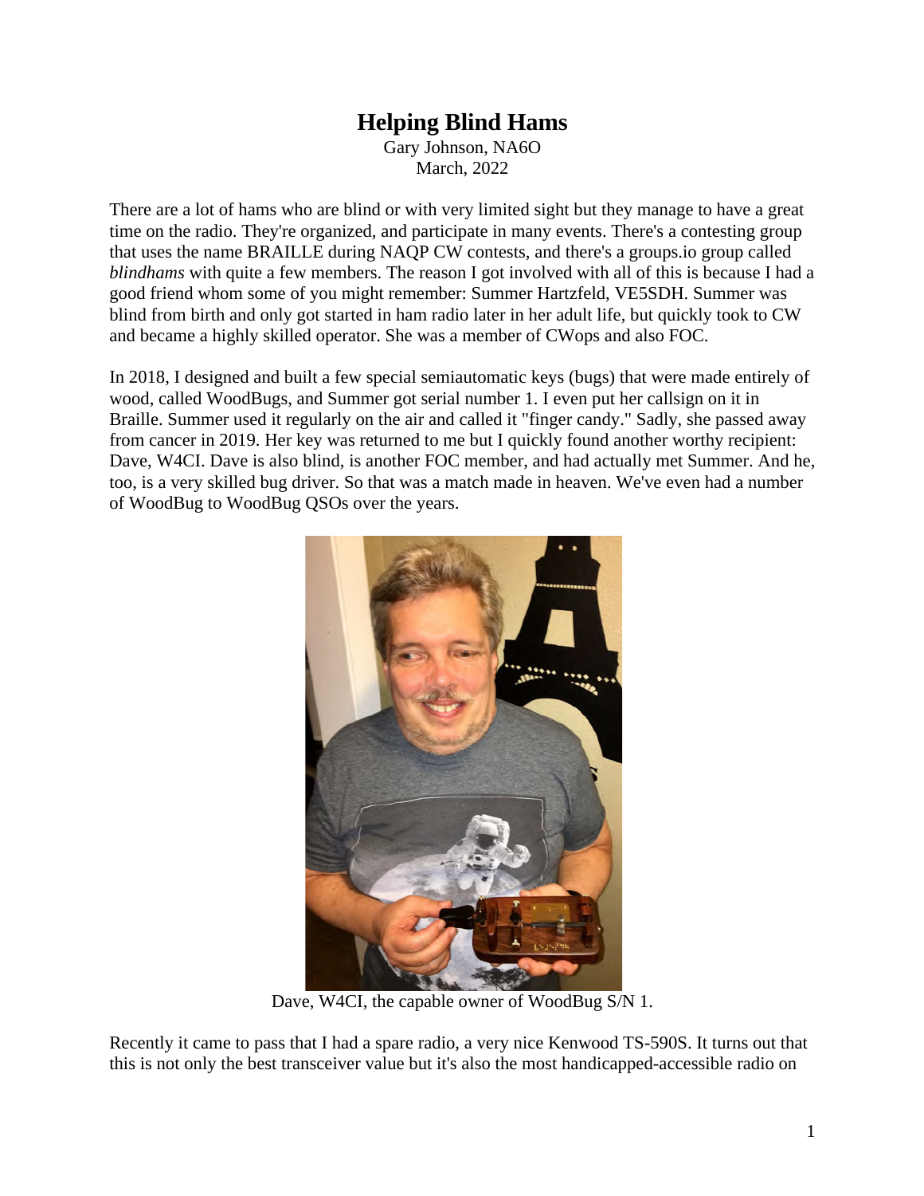# Helping Blind Hams

Gary Johnson, NA6O
March, 2022

There are a lot of hams who are blind or with very limited sight but they manage to have a great time on the radio. They're organized, and participate in many events. There's a contesting group that uses the name BRAILLE during NAQP CW contests, and there's a groups.io group called *blindhams* with quite a few members. The reason I got involved with all of this is because I had a good friend whom some of you might remember: Summer Hartzfeld, VE5SDH. Summer was blind from birth and only got started in ham radio later in her adult life, but quickly took to CW and became a highly skilled operator. She was a member of CWops and also FOC.

In 2018, I designed and built a few special semiautomatic keys (bugs) that were made entirely of wood, called WoodBugs, and Summer got serial number 1. I even put her callsign on it in Braille. Summer used it regularly on the air and called it "finger candy." Sadly, she passed away from cancer in 2019. Her key was returned to me but I quickly found another worthy recipient: Dave, W4CI. Dave is also blind, is another FOC member, and had actually met Summer. And he, too, is a very skilled bug driver. So that was a match made in heaven. We've even had a number of WoodBug to WoodBug QSOs over the years.

Dave, W4CI, the capable owner of WoodBug S/N 1.

Recently it came to pass that I had a spare radio, a very nice Kenwood TS-590S. It turns out that this is not only the best transceiver value but it's also the most handicapped-accessible radio on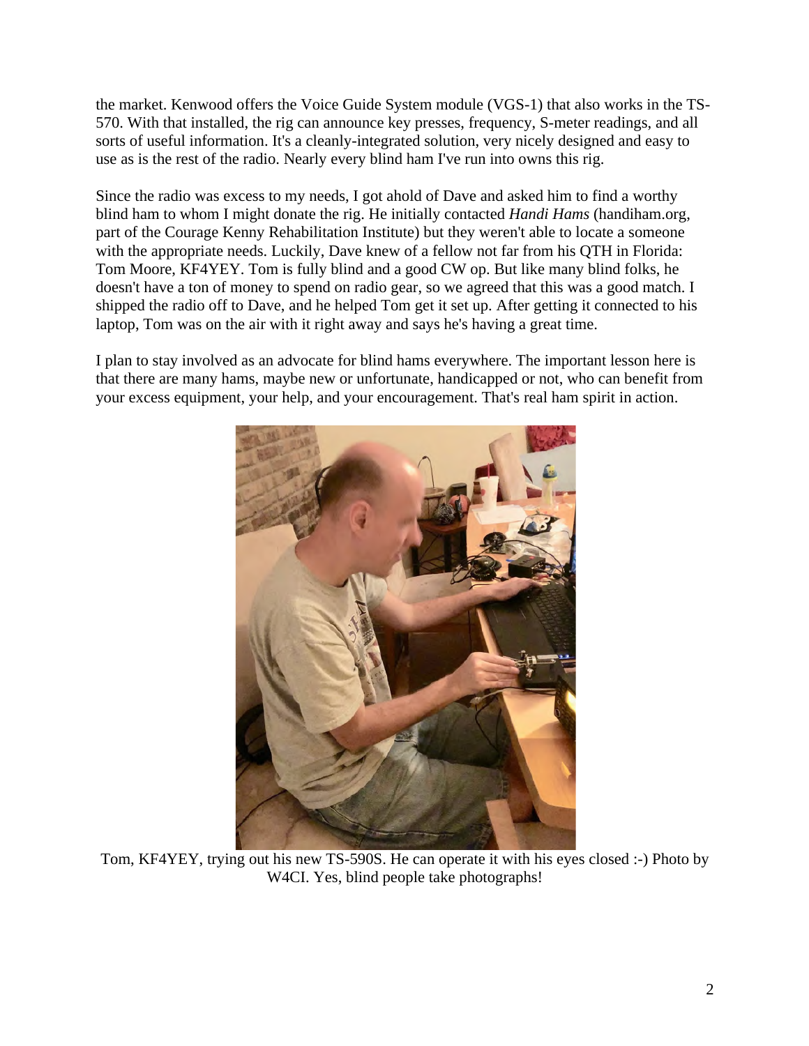the market. Kenwood offers the Voice Guide System module (VGS-1) that also works in the TS-570. With that installed, the rig can announce key presses, frequency, S-meter readings, and all sorts of useful information. It's a cleanly-integrated solution, very nicely designed and easy to use as is the rest of the radio. Nearly every blind ham I've run into owns this rig.

Since the radio was excess to my needs, I got ahold of Dave and asked him to find a worthy blind ham to whom I might donate the rig. He initially contacted *Handi Hams* (handiham.org, part of the Courage Kenny Rehabilitation Institute) but they weren't able to locate a someone with the appropriate needs. Luckily, Dave knew of a fellow not far from his QTH in Florida: Tom Moore, KF4YEY. Tom is fully blind and a good CW op. But like many blind folks, he doesn't have a ton of money to spend on radio gear, so we agreed that this was a good match. I shipped the radio off to Dave, and he helped Tom get it set up. After getting it connected to his laptop, Tom was on the air with it right away and says he's having a great time.

I plan to stay involved as an advocate for blind hams everywhere. The important lesson here is that there are many hams, maybe new or unfortunate, handicapped or not, who can benefit from your excess equipment, your help, and your encouragement. That's real ham spirit in action.

Tom, KF4YEY, trying out his new TS-590S. He can operate it with his eyes closed :-) Photo by W4CI. Yes, blind people take photographs!